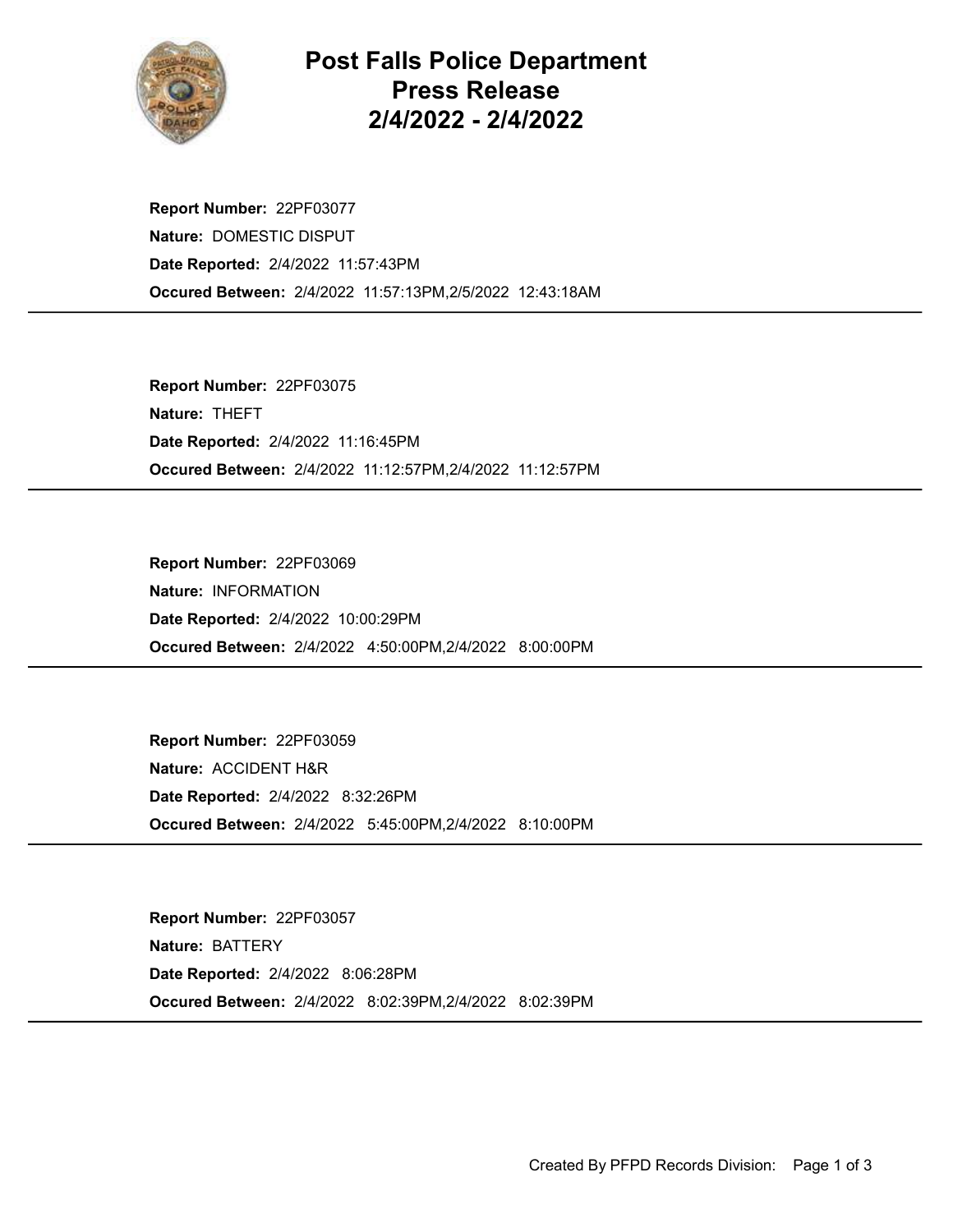# Post Falls Police Department Press Release 2/4/2022 - 2/4/2022

**Report Number:** 22PF03077
**Nature:** DOMESTIC DISPUT
**Date Reported:** 2/4/2022 11:57:43PM
**Occured Between:** 2/4/2022 11:57:13PM,2/5/2022 12:43:18AM

---

**Report Number:** 22PF03075
**Nature:** THEFT
**Date Reported:** 2/4/2022 11:16:45PM
**Occured Between:** 2/4/2022 11:12:57PM,2/4/2022 11:12:57PM

---

**Report Number:** 22PF03069
**Nature:** INFORMATION
**Date Reported:** 2/4/2022 10:00:29PM
**Occured Between:** 2/4/2022 4:50:00PM,2/4/2022 8:00:00PM

---

**Report Number:** 22PF03059
**Nature:** ACCIDENT H&R
**Date Reported:** 2/4/2022 8:32:26PM
**Occured Between:** 2/4/2022 5:45:00PM,2/4/2022 8:10:00PM

---

**Report Number:** 22PF03057
**Nature:** BATTERY
**Date Reported:** 2/4/2022 8:06:28PM
**Occured Between:** 2/4/2022 8:02:39PM,2/4/2022 8:02:39PM

---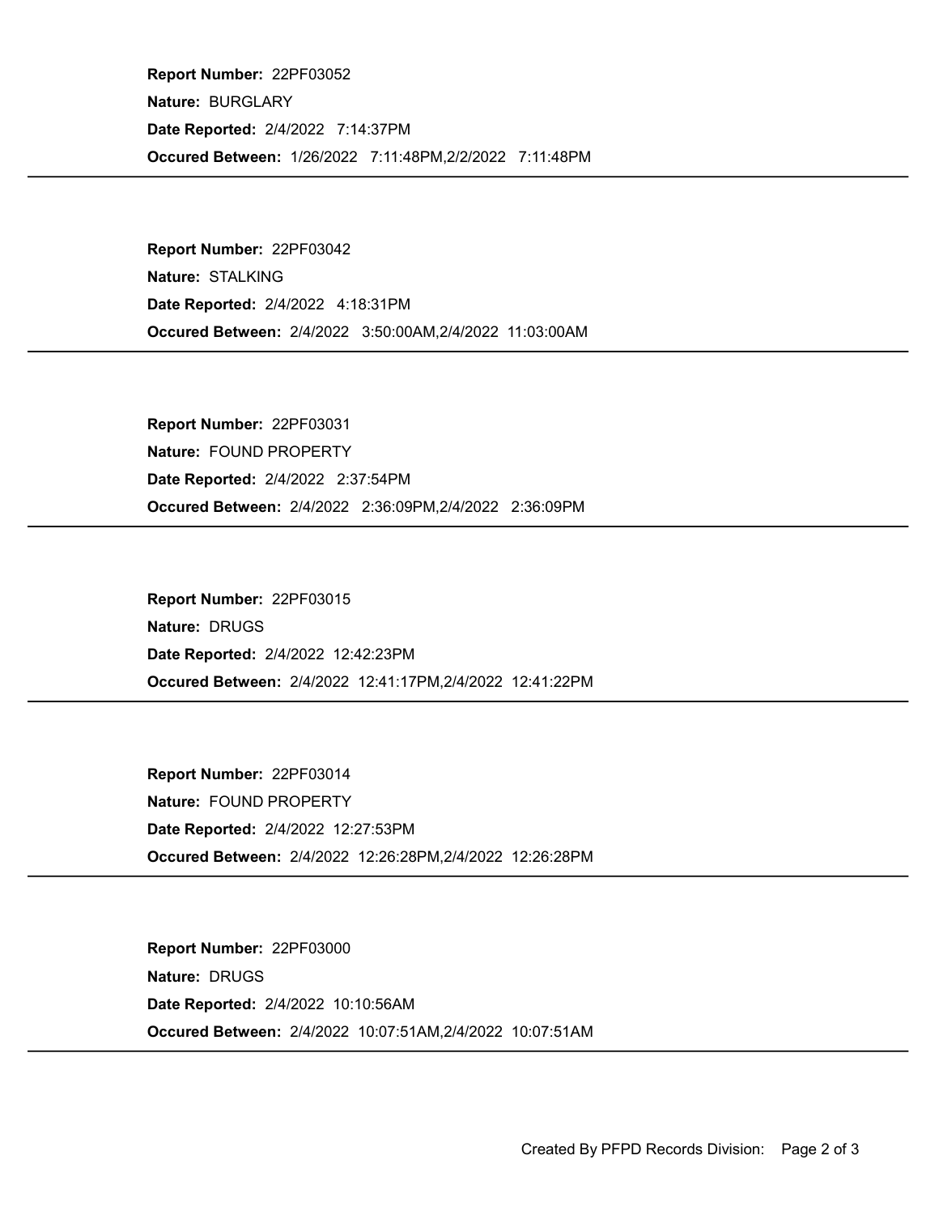**Report Number:** 22PF03052

**Nature:** BURGLARY

**Date Reported:** 2/4/2022 7:14:37PM

**Occured Between:** 1/26/2022 7:11:48PM,2/2/2022 7:11:48PM

---

**Report Number:** 22PF03042

**Nature:** STALKING

**Date Reported:** 2/4/2022 4:18:31PM

**Occured Between:** 2/4/2022 3:50:00AM,2/4/2022 11:03:00AM

---

**Report Number:** 22PF03031

**Nature:** FOUND PROPERTY

**Date Reported:** 2/4/2022 2:37:54PM

**Occured Between:** 2/4/2022 2:36:09PM,2/4/2022 2:36:09PM

---

**Report Number:** 22PF03015

**Nature:** DRUGS

**Date Reported:** 2/4/2022 12:42:23PM

**Occured Between:** 2/4/2022 12:41:17PM,2/4/2022 12:41:22PM

---

**Report Number:** 22PF03014

**Nature:** FOUND PROPERTY

**Date Reported:** 2/4/2022 12:27:53PM

**Occured Between:** 2/4/2022 12:26:28PM,2/4/2022 12:26:28PM

---

**Report Number:** 22PF03000

**Nature:** DRUGS

**Date Reported:** 2/4/2022 10:10:56AM

**Occured Between:** 2/4/2022 10:07:51AM,2/4/2022 10:07:51AM

---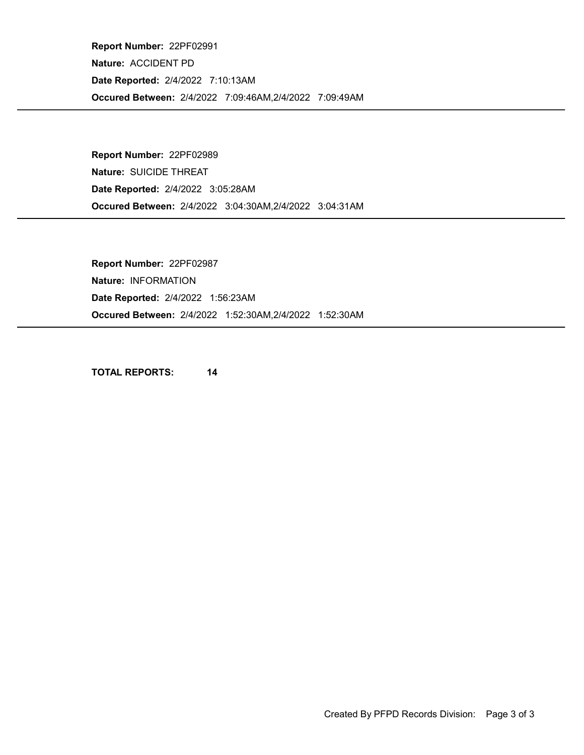**Report Number:** 22PF02991

**Nature:** ACCIDENT PD

**Date Reported:** 2/4/2022 7:10:13AM

**Occured Between:** 2/4/2022 7:09:46AM,2/4/2022 7:09:49AM

---

**Report Number:** 22PF02989

**Nature:** SUICIDE THREAT

**Date Reported:** 2/4/2022 3:05:28AM

**Occured Between:** 2/4/2022 3:04:30AM,2/4/2022 3:04:31AM

---

**Report Number:** 22PF02987

**Nature:** INFORMATION

**Date Reported:** 2/4/2022 1:56:23AM

**Occured Between:** 2/4/2022 1:52:30AM,2/4/2022 1:52:30AM

---

**TOTAL REPORTS:** **14**

Created By PFPD Records Division: